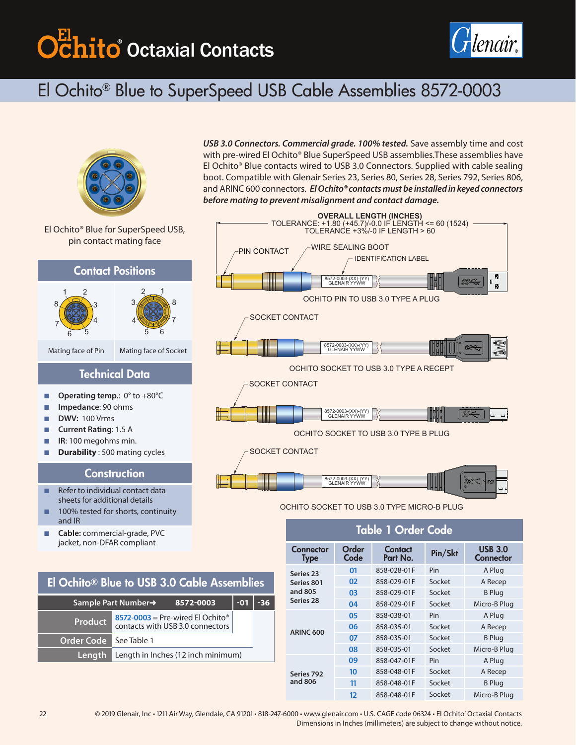# El Ochito® Octaxial Contacts

## El Ochito® Blue to SuperSpeed USB Cable Assemblies 8572-0003

***USB 3.0 Connectors. Commercial grade. 100% tested.*** Save assembly time and cost with pre-wired El Ochito® Blue SuperSpeed USB assemblies.These assemblies have El Ochito® Blue contacts wired to USB 3.0 Connectors. Supplied with cable sealing boot. Compatible with Glenair Series 23, Series 80, Series 28, Series 792, Series 806, and ARINC 600 connectors. ***El Ochito® contacts must be installed in keyed connectors before mating to prevent misalignment and contact damage.***

El Ochito® Blue for SuperSpeed USB, pin contact mating face

OVERALL LENGTH (INCHES)
TOLERANCE: +1.80 (+45.7)/-0.0 IF LENGTH <= 60 (1524)
TOLERANCE +3%/-0 IF LENGTH > 60

PIN CONTACT — WIRE SEALING BOOT — IDENTIFICATION LABEL (8572-0003-(XX)-(YY) GLENAIR YYWW)

OCHITO PIN TO USB 3.0 TYPE A PLUG

SOCKET CONTACT

OCHITO SOCKET TO USB 3.0 TYPE A RECEPT

SOCKET CONTACT

OCHITO SOCKET TO USB 3.0 TYPE B PLUG

SOCKET CONTACT

OCHITO SOCKET TO USB 3.0 TYPE MICRO-B PLUG

### Contact Positions

Mating face of Pin: 1, 2, 3, 4, 5, 6, 7, 8

Mating face of Socket: 2, 1, 8, 7, 6, 5, 4, 3

### Technical Data

- **Operating temp.**: 0° to +80°C
- **Impedance**: 90 ohms
- **DWV:** 100 Vrms
- **Current Rating:** 1.5 A
- **IR**: 100 megohms min.
- **Durability** : 500 mating cycles

### Construction

- Refer to individual contact data sheets for additional details
- 100% tested for shorts, continuity and IR
- **Cable:** commercial-grade, PVC jacket, non-DFAR compliant

### El Ochito® Blue to USB 3.0 Cable Assemblies

| Sample Part Number➜ | 8572-0003 | -01 | -36 |
|---|---|---|---|
| Product | 8572-0003 = Pre-wired El Ochito® contacts with USB 3.0 connectors | | |
| Order Code | See Table 1 | | |
| Length | Length in Inches (12 inch minimum) | | |

### Table 1 Order Code

| Connector Type | Order Code | Contact Part No. | Pin/Skt | USB 3.0 Connector |
|---|---|---|---|---|
| Series 23 Series 801 and 805 Series 28 | 01 | 858-028-01F | Pin | A Plug |
| | 02 | 858-029-01F | Socket | A Recep |
| | 03 | 858-029-01F | Socket | B Plug |
| | 04 | 858-029-01F | Socket | Micro-B Plug |
| ARINC 600 | 05 | 858-038-01 | Pin | A Plug |
| | 06 | 858-035-01 | Socket | A Recep |
| | 07 | 858-035-01 | Socket | B Plug |
| | 08 | 858-035-01 | Socket | Micro-B Plug |
| Series 792 and 806 | 09 | 858-047-01F | Pin | A Plug |
| | 10 | 858-048-01F | Socket | A Recep |
| | 11 | 858-048-01F | Socket | B Plug |
| | 12 | 858-048-01F | Socket | Micro-B Plug |

© 2019 Glenair, Inc • 1211 Air Way, Glendale, CA 91201 • 818-247-6000 • www.glenair.com • U.S. CAGE code 06324 • El Ochito® Octaxial Contacts
Dimensions in Inches (millimeters) are subject to change without notice.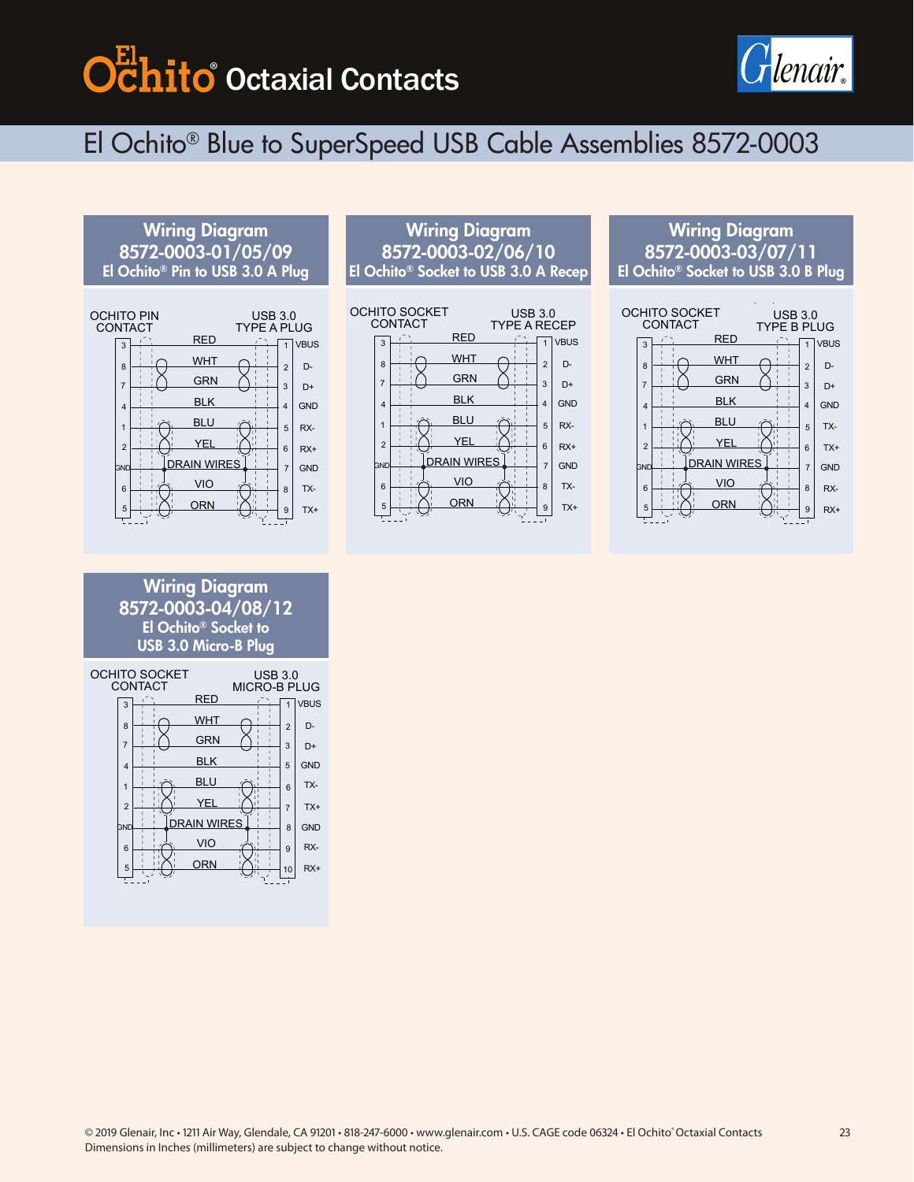# El Ochito® Octaxial Contacts

## El Ochito® Blue to SuperSpeed USB Cable Assemblies 8572-0003

### Wiring Diagram 8572-0003-01/05/09
**El Ochito® Pin to USB 3.0 A Plug**

OCHITO PIN CONTACT

USB 3.0 TYPE A PLUG

3 RED 1 VBUS
8 WHT 2 D-
7 GRN 3 D+
4 BLK 4 GND
1 BLU 5 RX-
2 YEL 6 RX+
GND DRAIN WIRES 7 GND
6 VIO 8 TX-
5 ORN 9 TX+

### Wiring Diagram 8572-0003-02/06/10
**El Ochito® Socket to USB 3.0 A Recep**

OCHITO SOCKET CONTACT

USB 3.0 TYPE A RECEP

3 RED 1 VBUS
8 WHT 2 D-
7 GRN 3 D+
4 BLK 4 GND
1 BLU 5 RX-
2 YEL 6 RX+
GND DRAIN WIRES 7 GND
6 VIO 8 TX-
5 ORN 9 TX+

### Wiring Diagram 8572-0003-03/07/11
**El Ochito® Socket to USB 3.0 B Plug**

OCHITO SOCKET CONTACT

USB 3.0 TYPE B PLUG

3 RED 1 VBUS
8 WHT 2 D-
7 GRN 3 D+
4 BLK 4 GND
1 BLU 5 TX-
2 YEL 6 TX+
GND DRAIN WIRES 7 GND
6 VIO 8 RX-
5 ORN 9 RX+

### Wiring Diagram 8572-0003-04/08/12
**El Ochito® Socket to USB 3.0 Micro-B Plug**

OCHITO SOCKET CONTACT

USB 3.0 MICRO-B PLUG

3 RED 1 VBUS
8 WHT 2 D-
7 GRN 3 D+
4 BLK 5 GND
1 BLU 6 TX-
2 YEL 7 TX+
GND DRAIN WIRES 8 GND
6 VIO 9 RX-
5 ORN 10 RX+

© 2019 Glenair, Inc • 1211 Air Way, Glendale, CA 91201 • 818-247-6000 • www.glenair.com • U.S. CAGE code 06324 • El Ochito® Octaxial Contacts
Dimensions in Inches (millimeters) are subject to change without notice.